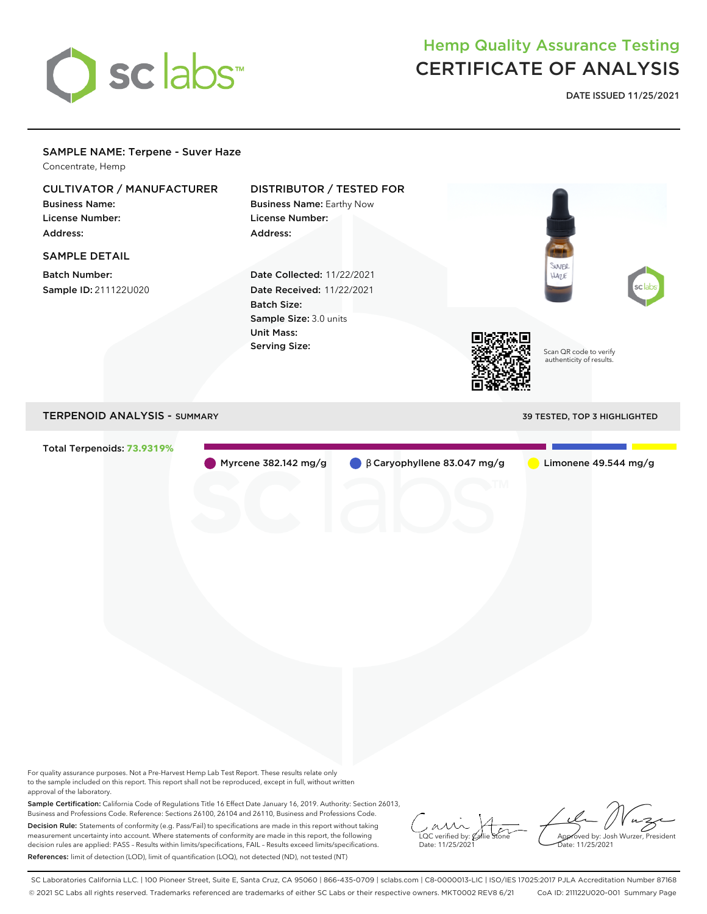# Hemp Quality Assurance Testing
# CERTIFICATE OF ANALYSIS

**DATE ISSUED 11/25/2021**

## SAMPLE NAME: Terpene - Suver Haze

Concentrate, Hemp

### CULTIVATOR / MANUFACTURER

**Business Name:**
**License Number:**
**Address:**

### DISTRIBUTOR / TESTED FOR

**Business Name:** Earthy Now
**License Number:**
**Address:**

### SAMPLE DETAIL

**Batch Number:**
**Sample ID:** 211122U020

**Date Collected:** 11/22/2021
**Date Received:** 11/22/2021
**Batch Size:**
**Sample Size:** 3.0 units
**Unit Mass:**
**Serving Size:**

Scan QR code to verify authenticity of results.

## TERPENOID ANALYSIS - SUMMARY

39 TESTED, TOP 3 HIGHLIGHTED

Total Terpenoids: **73.9319%**

Myrcene 382.142 mg/g
β Caryophyllene 83.047 mg/g
Limonene 49.544 mg/g

For quality assurance purposes. Not a Pre-Harvest Hemp Lab Test Report. These results relate only to the sample included on this report. This report shall not be reproduced, except in full, without written approval of the laboratory.

**Sample Certification:** California Code of Regulations Title 16 Effect Date January 16, 2019. Authority: Section 26013, Business and Professions Code. Reference: Sections 26100, 26104 and 26110, Business and Professions Code.

**Decision Rule:** Statements of conformity (e.g. Pass/Fail) to specifications are made in this report without taking measurement uncertainty into account. Where statements of conformity are made in this report, the following decision rules are applied: PASS - Results within limits/specifications, FAIL - Results exceed limits/specifications.

**References:** limit of detection (LOD), limit of quantification (LOQ), not detected (ND), not tested (NT)

LQC verified by: Callie Stone
Date: 11/25/2021

Approved by: Josh Wurzer, President
Date: 11/25/2021

SC Laboratories California LLC. | 100 Pioneer Street, Suite E, Santa Cruz, CA 95060 | 866-435-0709 | sclabs.com | C8-0000013-LIC | ISO/IES 17025:2017 PJLA Accreditation Number 87168
© 2021 SC Labs all rights reserved. Trademarks referenced are trademarks of either SC Labs or their respective owners. MKT0002 REV8 6/21 CoA ID: 211122U020-001 Summary Page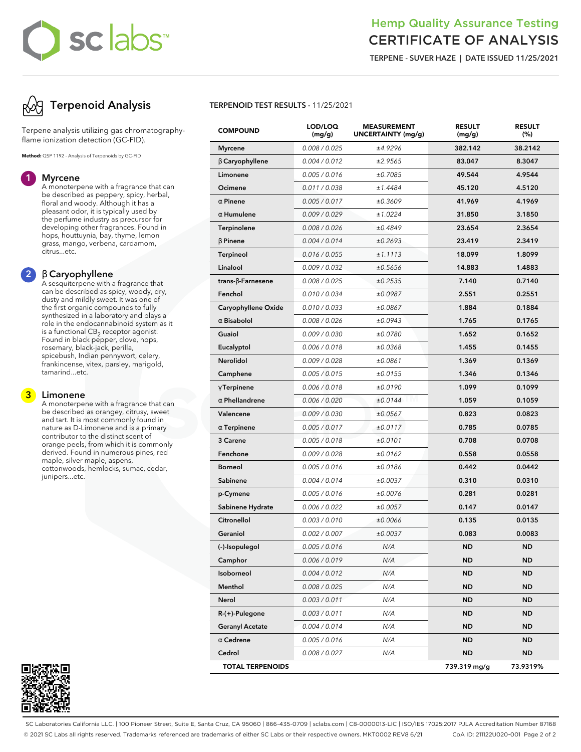# Hemp Quality Assurance Testing
# CERTIFICATE OF ANALYSIS

TERPENE - SUVER HAZE | DATE ISSUED 11/25/2021

## Terpenoid Analysis

Terpene analysis utilizing gas chromatography-flame ionization detection (GC-FID).

**Method:** QSP 1192 - Analysis of Terpenoids by GC-FID

### 1 Myrcene

A monoterpene with a fragrance that can be described as peppery, spicy, herbal, floral and woody. Although it has a pleasant odor, it is typically used by the perfume industry as precursor for developing other fragrances. Found in hops, houttuynia, bay, thyme, lemon grass, mango, verbena, cardamom, citrus...etc.

### 2 β Caryophyllene

A sesquiterpene with a fragrance that can be described as spicy, woody, dry, dusty and mildly sweet. It was one of the first organic compounds to fully synthesized in a laboratory and plays a role in the endocannabinoid system as it is a functional $CB_2$ receptor agonist. Found in black pepper, clove, hops, rosemary, black-jack, perilla, spicebush, Indian pennywort, celery, frankincense, vitex, parsley, marigold, tamarind...etc.

### 3 Limonene

A monoterpene with a fragrance that can be described as orangey, citrusy, sweet and tart. It is most commonly found in nature as D-Limonene and is a primary contributor to the distinct scent of orange peels, from which it is commonly derived. Found in numerous pines, red maple, silver maple, aspens, cottonwoods, hemlocks, sumac, cedar, junipers...etc.

**TERPENOID TEST RESULTS** - 11/25/2021

| COMPOUND | LOD/LOQ (mg/g) | MEASUREMENT UNCERTAINTY (mg/g) | RESULT (mg/g) | RESULT (%) |
|---|---|---|---|---|
| Myrcene | 0.008 / 0.025 | ±4.9296 | 382.142 | 38.2142 |
| β Caryophyllene | 0.004 / 0.012 | ±2.9565 | 83.047 | 8.3047 |
| Limonene | 0.005 / 0.016 | ±0.7085 | 49.544 | 4.9544 |
| Ocimene | 0.011 / 0.038 | ±1.4484 | 45.120 | 4.5120 |
| α Pinene | 0.005 / 0.017 | ±0.3609 | 41.969 | 4.1969 |
| α Humulene | 0.009 / 0.029 | ±1.0224 | 31.850 | 3.1850 |
| Terpinolene | 0.008 / 0.026 | ±0.4849 | 23.654 | 2.3654 |
| β Pinene | 0.004 / 0.014 | ±0.2693 | 23.419 | 2.3419 |
| Terpineol | 0.016 / 0.055 | ±1.1113 | 18.099 | 1.8099 |
| Linalool | 0.009 / 0.032 | ±0.5656 | 14.883 | 1.4883 |
| trans-β-Farnesene | 0.008 / 0.025 | ±0.2535 | 7.140 | 0.7140 |
| Fenchol | 0.010 / 0.034 | ±0.0987 | 2.551 | 0.2551 |
| Caryophyllene Oxide | 0.010 / 0.033 | ±0.0867 | 1.884 | 0.1884 |
| α Bisabolol | 0.008 / 0.026 | ±0.0943 | 1.765 | 0.1765 |
| Guaiol | 0.009 / 0.030 | ±0.0780 | 1.652 | 0.1652 |
| Eucalyptol | 0.006 / 0.018 | ±0.0368 | 1.455 | 0.1455 |
| Nerolidol | 0.009 / 0.028 | ±0.0861 | 1.369 | 0.1369 |
| Camphene | 0.005 / 0.015 | ±0.0155 | 1.346 | 0.1346 |
| γ Terpinene | 0.006 / 0.018 | ±0.0190 | 1.099 | 0.1099 |
| α Phellandrene | 0.006 / 0.020 | ±0.0144 | 1.059 | 0.1059 |
| Valencene | 0.009 / 0.030 | ±0.0567 | 0.823 | 0.0823 |
| α Terpinene | 0.005 / 0.017 | ±0.0117 | 0.785 | 0.0785 |
| 3 Carene | 0.005 / 0.018 | ±0.0101 | 0.708 | 0.0708 |
| Fenchone | 0.009 / 0.028 | ±0.0162 | 0.558 | 0.0558 |
| Borneol | 0.005 / 0.016 | ±0.0186 | 0.442 | 0.0442 |
| Sabinene | 0.004 / 0.014 | ±0.0037 | 0.310 | 0.0310 |
| p-Cymene | 0.005 / 0.016 | ±0.0076 | 0.281 | 0.0281 |
| Sabinene Hydrate | 0.006 / 0.022 | ±0.0057 | 0.147 | 0.0147 |
| Citronellol | 0.003 / 0.010 | ±0.0066 | 0.135 | 0.0135 |
| Geraniol | 0.002 / 0.007 | ±0.0037 | 0.083 | 0.0083 |
| (-)-Isopulegol | 0.005 / 0.016 | N/A | ND | ND |
| Camphor | 0.006 / 0.019 | N/A | ND | ND |
| Isoborneol | 0.004 / 0.012 | N/A | ND | ND |
| Menthol | 0.008 / 0.025 | N/A | ND | ND |
| Nerol | 0.003 / 0.011 | N/A | ND | ND |
| R-(+)-Pulegone | 0.003 / 0.011 | N/A | ND | ND |
| Geranyl Acetate | 0.004 / 0.014 | N/A | ND | ND |
| α Cedrene | 0.005 / 0.016 | N/A | ND | ND |
| Cedrol | 0.008 / 0.027 | N/A | ND | ND |
| **TOTAL TERPENOIDS** | | | 739.319 mg/g | 73.9319% |

SC Laboratories California LLC. | 100 Pioneer Street, Suite E, Santa Cruz, CA 95060 | 866-435-0709 | sclabs.com | C8-0000013-LIC | ISO/IES 17025:2017 PJLA Accreditation Number 87168

© 2021 SC Labs all rights reserved. Trademarks referenced are trademarks of either SC Labs or their respective owners. MKT0002 REV8 6/21 CoA ID: 211122U020-001